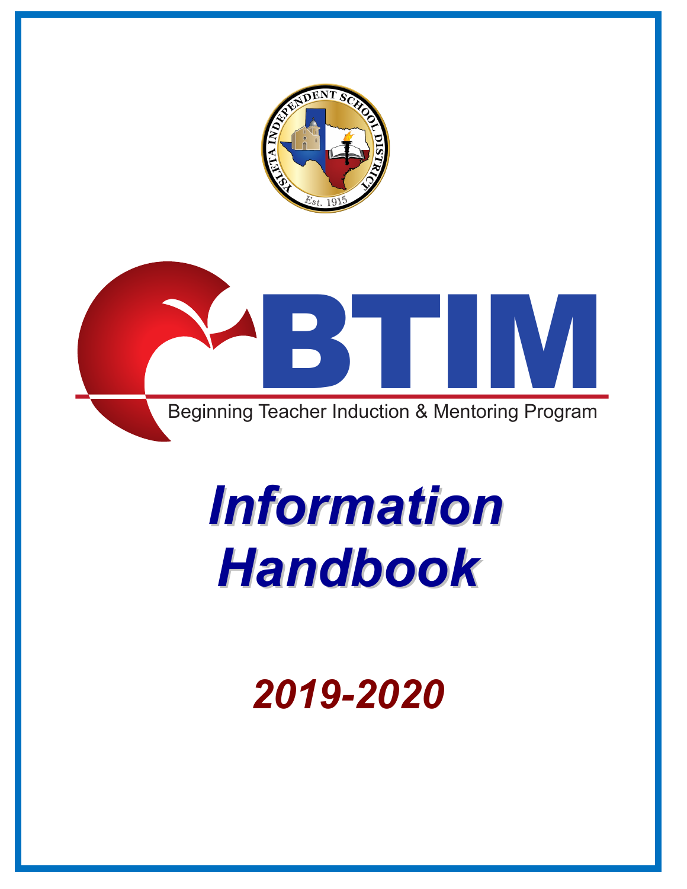YSLETA INDEPENDENT SCHOOL DISTRICT

Est. 1915

# BTIM

Beginning Teacher Induction & Mentoring Program

# *Information Handbook*

## *2019-2020*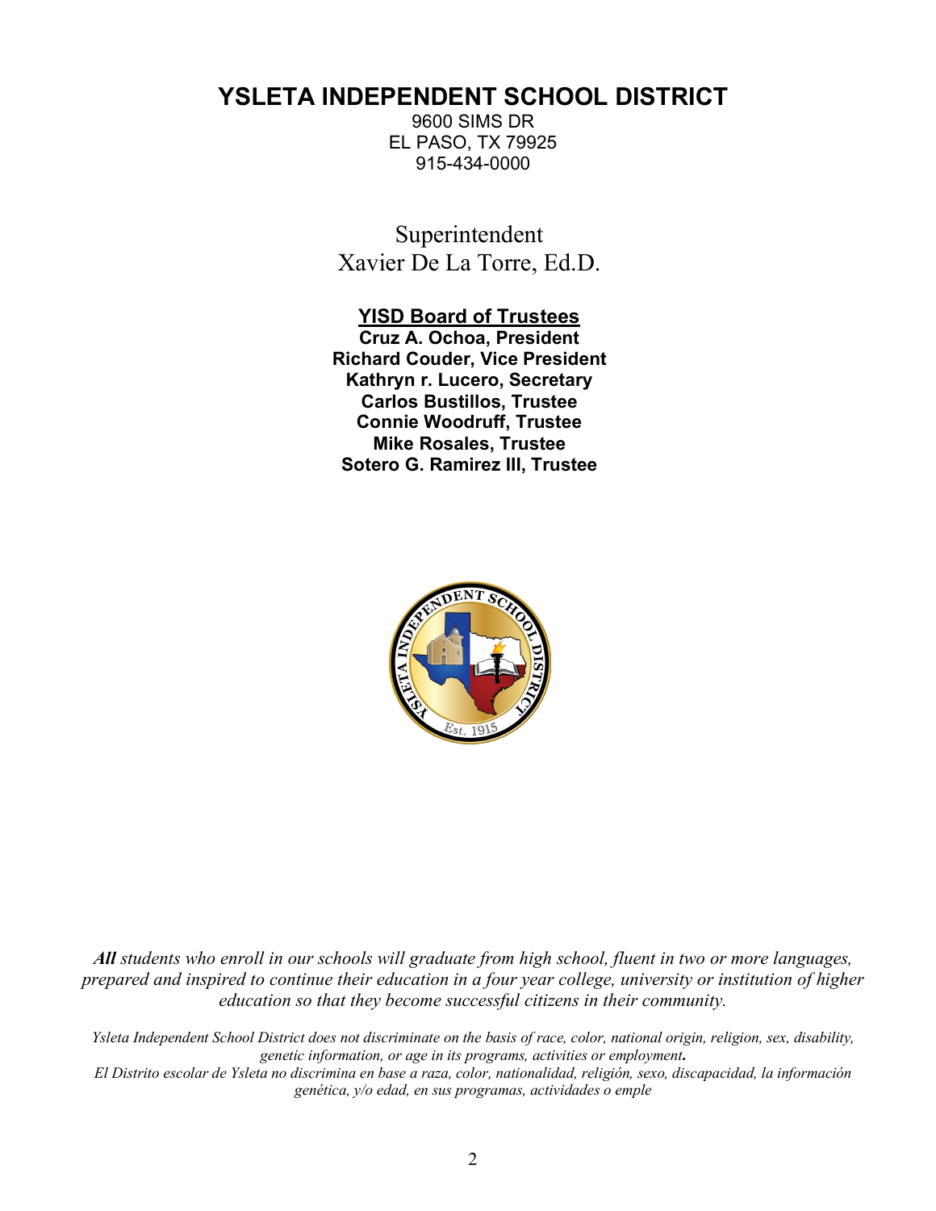# YSLETA INDEPENDENT SCHOOL DISTRICT

9600 SIMS DR
EL PASO, TX 79925
915-434-0000

Superintendent
Xavier De La Torre, Ed.D.

**YISD Board of Trustees**

**Cruz A. Ochoa, President**
**Richard Couder, Vice President**
**Kathryn r. Lucero, Secretary**
**Carlos Bustillos, Trustee**
**Connie Woodruff, Trustee**
**Mike Rosales, Trustee**
**Sotero G. Ramirez III, Trustee**

***All*** *students who enroll in our schools will graduate from high school, fluent in two or more languages, prepared and inspired to continue their education in a four year college, university or institution of higher education so that they become successful citizens in their community.*

*Ysleta Independent School District does not discriminate on the basis of race, color, national origin, religion, sex, disability, genetic information, or age in its programs, activities or employment.*
*El Distrito escolar de Ysleta no discrimina en base a raza, color, nationalidad, religión, sexo, discapacidad, la información genética, y/o edad, en sus programas, actividades o emple*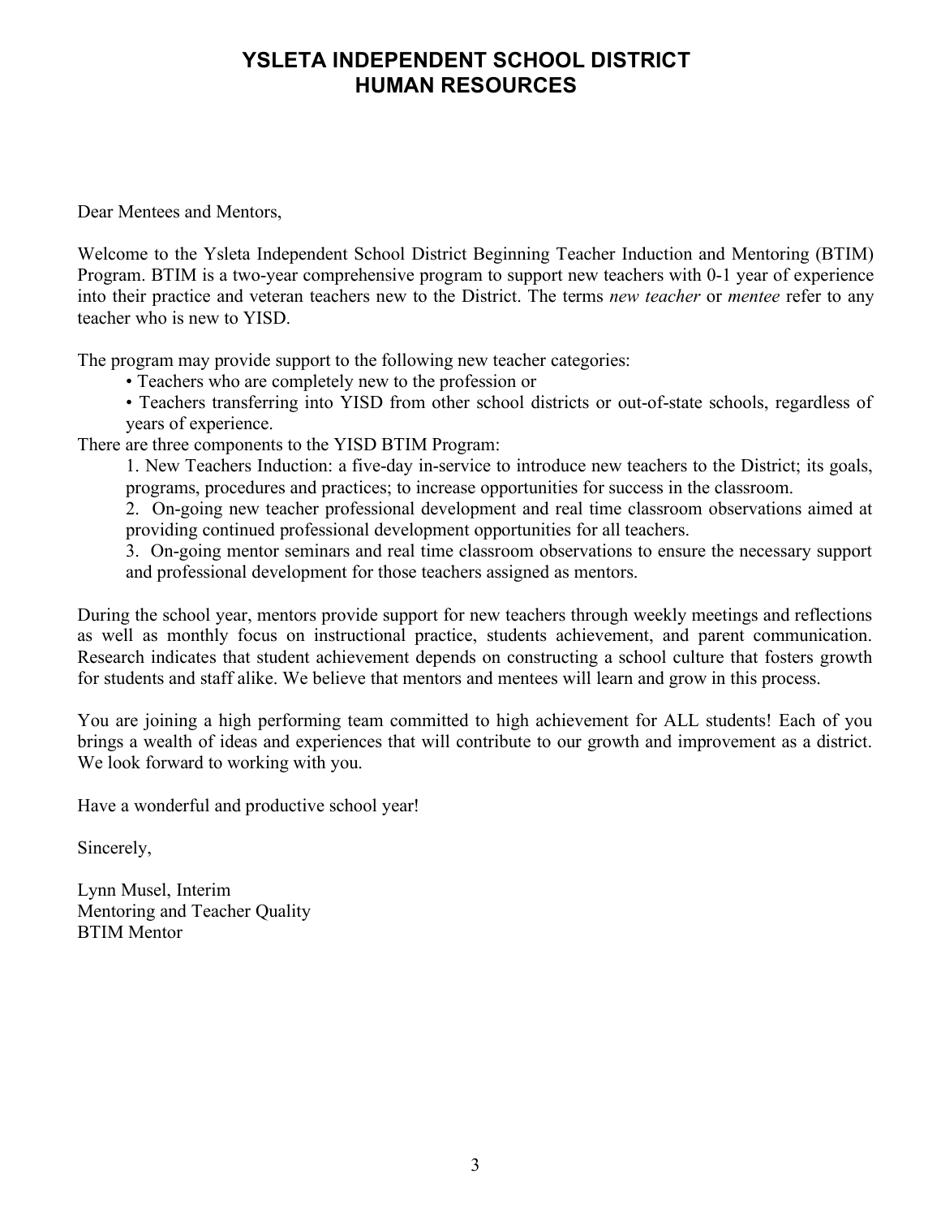# YSLETA INDEPENDENT SCHOOL DISTRICT
# HUMAN RESOURCES

Dear Mentees and Mentors,

Welcome to the Ysleta Independent School District Beginning Teacher Induction and Mentoring (BTIM) Program. BTIM is a two-year comprehensive program to support new teachers with 0-1 year of experience into their practice and veteran teachers new to the District. The terms *new teacher* or *mentee* refer to any teacher who is new to YISD.

The program may provide support to the following new teacher categories:

- Teachers who are completely new to the profession or
- Teachers transferring into YISD from other school districts or out-of-state schools, regardless of years of experience.

There are three components to the YISD BTIM Program:

1. New Teachers Induction: a five-day in-service to introduce new teachers to the District; its goals, programs, procedures and practices; to increase opportunities for success in the classroom.
2. On-going new teacher professional development and real time classroom observations aimed at providing continued professional development opportunities for all teachers.
3. On-going mentor seminars and real time classroom observations to ensure the necessary support and professional development for those teachers assigned as mentors.

During the school year, mentors provide support for new teachers through weekly meetings and reflections as well as monthly focus on instructional practice, students achievement, and parent communication. Research indicates that student achievement depends on constructing a school culture that fosters growth for students and staff alike. We believe that mentors and mentees will learn and grow in this process.

You are joining a high performing team committed to high achievement for ALL students! Each of you brings a wealth of ideas and experiences that will contribute to our growth and improvement as a district. We look forward to working with you.

Have a wonderful and productive school year!

Sincerely,

Lynn Musel, Interim
Mentoring and Teacher Quality
BTIM Mentor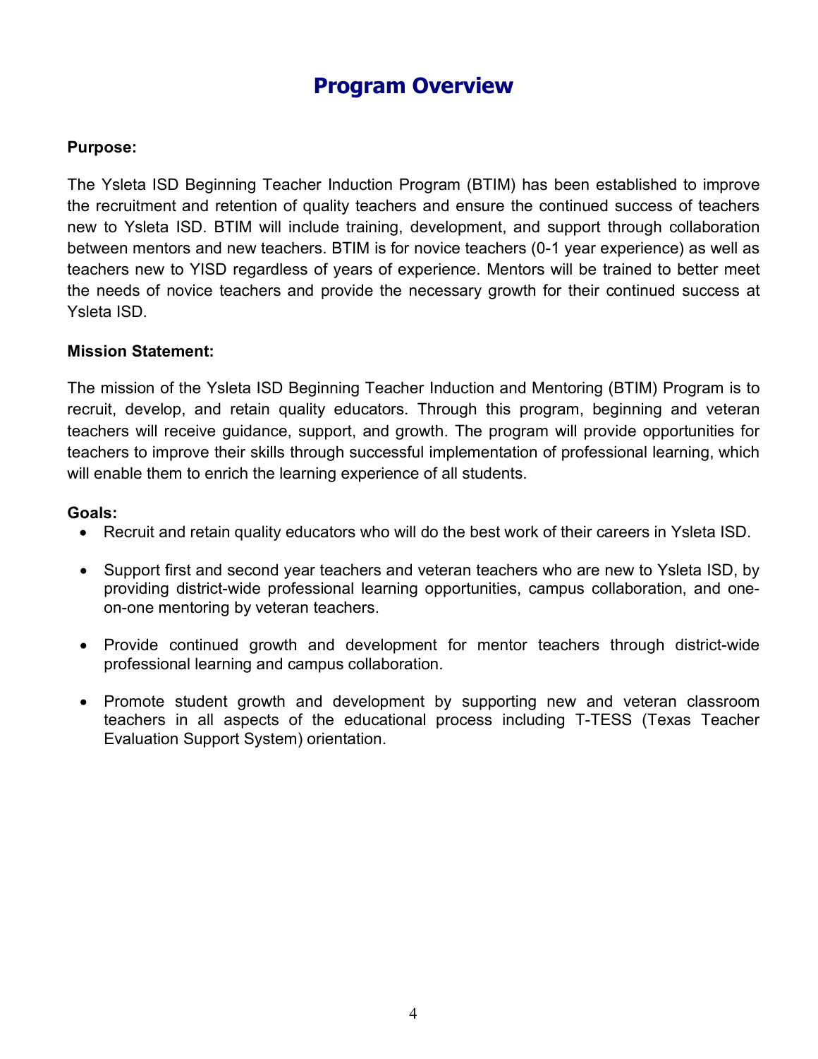# Program Overview

**Purpose:**

The Ysleta ISD Beginning Teacher Induction Program (BTIM) has been established to improve the recruitment and retention of quality teachers and ensure the continued success of teachers new to Ysleta ISD. BTIM will include training, development, and support through collaboration between mentors and new teachers. BTIM is for novice teachers (0-1 year experience) as well as teachers new to YISD regardless of years of experience. Mentors will be trained to better meet the needs of novice teachers and provide the necessary growth for their continued success at Ysleta ISD.

**Mission Statement:**

The mission of the Ysleta ISD Beginning Teacher Induction and Mentoring (BTIM) Program is to recruit, develop, and retain quality educators. Through this program, beginning and veteran teachers will receive guidance, support, and growth. The program will provide opportunities for teachers to improve their skills through successful implementation of professional learning, which will enable them to enrich the learning experience of all students.

**Goals:**

- Recruit and retain quality educators who will do the best work of their careers in Ysleta ISD.
- Support first and second year teachers and veteran teachers who are new to Ysleta ISD, by providing district-wide professional learning opportunities, campus collaboration, and one-on-one mentoring by veteran teachers.
- Provide continued growth and development for mentor teachers through district-wide professional learning and campus collaboration.
- Promote student growth and development by supporting new and veteran classroom teachers in all aspects of the educational process including T-TESS (Texas Teacher Evaluation Support System) orientation.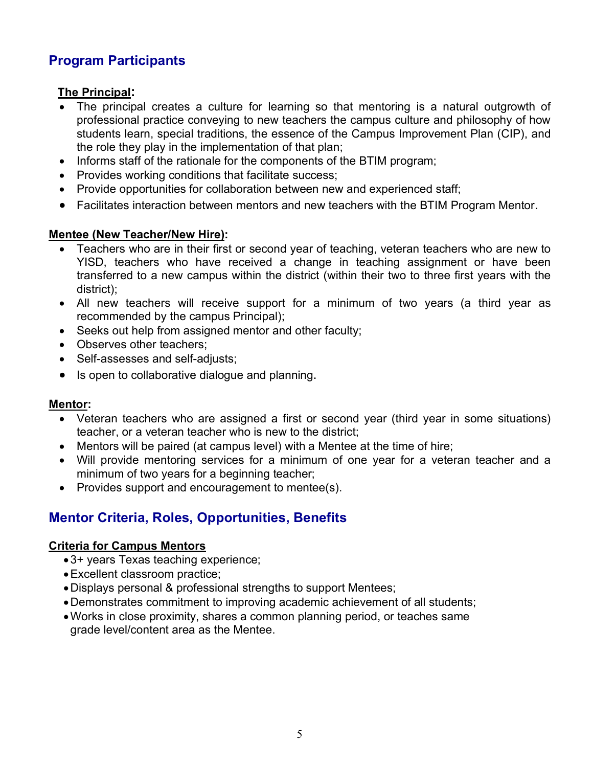## Program Participants

**The Principal:**

- The principal creates a culture for learning so that mentoring is a natural outgrowth of professional practice conveying to new teachers the campus culture and philosophy of how students learn, special traditions, the essence of the Campus Improvement Plan (CIP), and the role they play in the implementation of that plan;
- Informs staff of the rationale for the components of the BTIM program;
- Provides working conditions that facilitate success;
- Provide opportunities for collaboration between new and experienced staff;
- Facilitates interaction between mentors and new teachers with the BTIM Program Mentor.

**Mentee (New Teacher/New Hire):**

- Teachers who are in their first or second year of teaching, veteran teachers who are new to YISD, teachers who have received a change in teaching assignment or have been transferred to a new campus within the district (within their two to three first years with the district);
- All new teachers will receive support for a minimum of two years (a third year as recommended by the campus Principal);
- Seeks out help from assigned mentor and other faculty;
- Observes other teachers;
- Self-assesses and self-adjusts;
- Is open to collaborative dialogue and planning.

**Mentor:**

- Veteran teachers who are assigned a first or second year (third year in some situations) teacher, or a veteran teacher who is new to the district;
- Mentors will be paired (at campus level) with a Mentee at the time of hire;
- Will provide mentoring services for a minimum of one year for a veteran teacher and a minimum of two years for a beginning teacher;
- Provides support and encouragement to mentee(s).

## Mentor Criteria, Roles, Opportunities, Benefits

**Criteria for Campus Mentors**

- 3+ years Texas teaching experience;
- Excellent classroom practice;
- Displays personal & professional strengths to support Mentees;
- Demonstrates commitment to improving academic achievement of all students;
- Works in close proximity, shares a common planning period, or teaches same grade level/content area as the Mentee.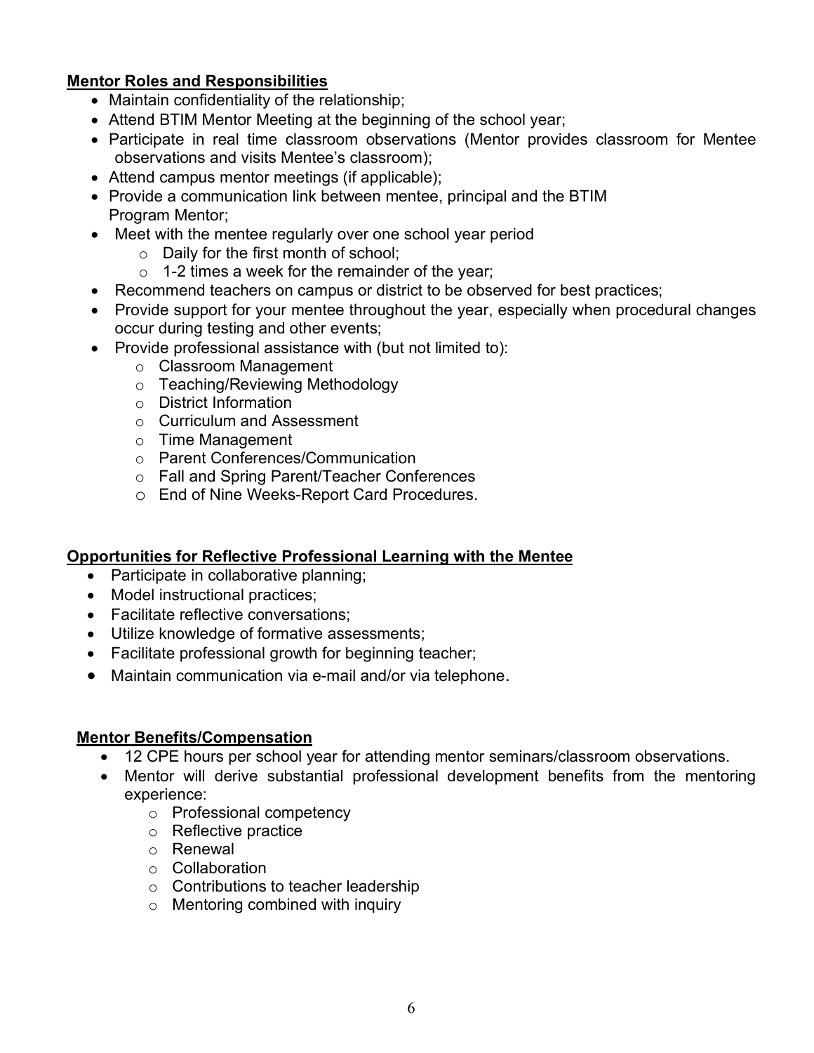## Mentor Roles and Responsibilities

- Maintain confidentiality of the relationship;
- Attend BTIM Mentor Meeting at the beginning of the school year;
- Participate in real time classroom observations (Mentor provides classroom for Mentee observations and visits Mentee's classroom);
- Attend campus mentor meetings (if applicable);
- Provide a communication link between mentee, principal and the BTIM Program Mentor;
- Meet with the mentee regularly over one school year period
  - Daily for the first month of school;
  - 1-2 times a week for the remainder of the year;
- Recommend teachers on campus or district to be observed for best practices;
- Provide support for your mentee throughout the year, especially when procedural changes occur during testing and other events;
- Provide professional assistance with (but not limited to):
  - Classroom Management
  - Teaching/Reviewing Methodology
  - District Information
  - Curriculum and Assessment
  - Time Management
  - Parent Conferences/Communication
  - Fall and Spring Parent/Teacher Conferences
  - End of Nine Weeks-Report Card Procedures.

## Opportunities for Reflective Professional Learning with the Mentee

- Participate in collaborative planning;
- Model instructional practices;
- Facilitate reflective conversations;
- Utilize knowledge of formative assessments;
- Facilitate professional growth for beginning teacher;
- Maintain communication via e-mail and/or via telephone.

## Mentor Benefits/Compensation

- 12 CPE hours per school year for attending mentor seminars/classroom observations.
- Mentor will derive substantial professional development benefits from the mentoring experience:
  - Professional competency
  - Reflective practice
  - Renewal
  - Collaboration
  - Contributions to teacher leadership
  - Mentoring combined with inquiry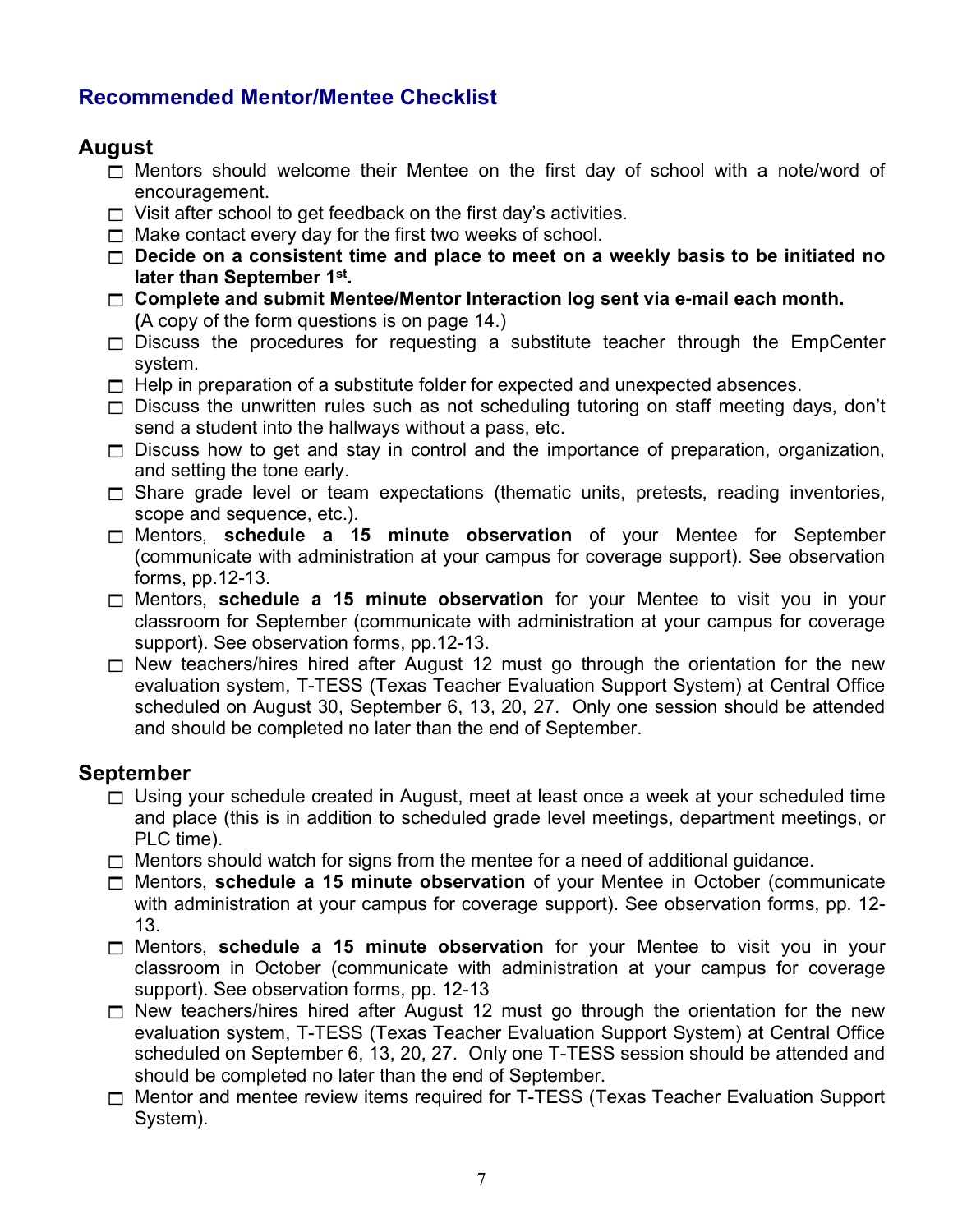## Recommended Mentor/Mentee Checklist

### August

- ☐ Mentors should welcome their Mentee on the first day of school with a note/word of encouragement.
- ☐ Visit after school to get feedback on the first day's activities.
- ☐ Make contact every day for the first two weeks of school.
- ☐ **Decide on a consistent time and place to meet on a weekly basis to be initiated no later than September 1st.**
- ☐ **Complete and submit Mentee/Mentor Interaction log sent via e-mail each month.** **(**A copy of the form questions is on page 14.)
- ☐ Discuss the procedures for requesting a substitute teacher through the EmpCenter system.
- ☐ Help in preparation of a substitute folder for expected and unexpected absences.
- ☐ Discuss the unwritten rules such as not scheduling tutoring on staff meeting days, don't send a student into the hallways without a pass, etc.
- ☐ Discuss how to get and stay in control and the importance of preparation, organization, and setting the tone early.
- ☐ Share grade level or team expectations (thematic units, pretests, reading inventories, scope and sequence, etc.).
- ☐ Mentors, **schedule a 15 minute observation** of your Mentee for September (communicate with administration at your campus for coverage support). See observation forms, pp.12-13.
- ☐ Mentors, **schedule a 15 minute observation** for your Mentee to visit you in your classroom for September (communicate with administration at your campus for coverage support). See observation forms, pp.12-13.
- ☐ New teachers/hires hired after August 12 must go through the orientation for the new evaluation system, T-TESS (Texas Teacher Evaluation Support System) at Central Office scheduled on August 30, September 6, 13, 20, 27. Only one session should be attended and should be completed no later than the end of September.

### September

- ☐ Using your schedule created in August, meet at least once a week at your scheduled time and place (this is in addition to scheduled grade level meetings, department meetings, or PLC time).
- ☐ Mentors should watch for signs from the mentee for a need of additional guidance.
- ☐ Mentors, **schedule a 15 minute observation** of your Mentee in October (communicate with administration at your campus for coverage support). See observation forms, pp. 12-13.
- ☐ Mentors, **schedule a 15 minute observation** for your Mentee to visit you in your classroom in October (communicate with administration at your campus for coverage support). See observation forms, pp. 12-13
- ☐ New teachers/hires hired after August 12 must go through the orientation for the new evaluation system, T-TESS (Texas Teacher Evaluation Support System) at Central Office scheduled on September 6, 13, 20, 27. Only one T-TESS session should be attended and should be completed no later than the end of September.
- ☐ Mentor and mentee review items required for T-TESS (Texas Teacher Evaluation Support System).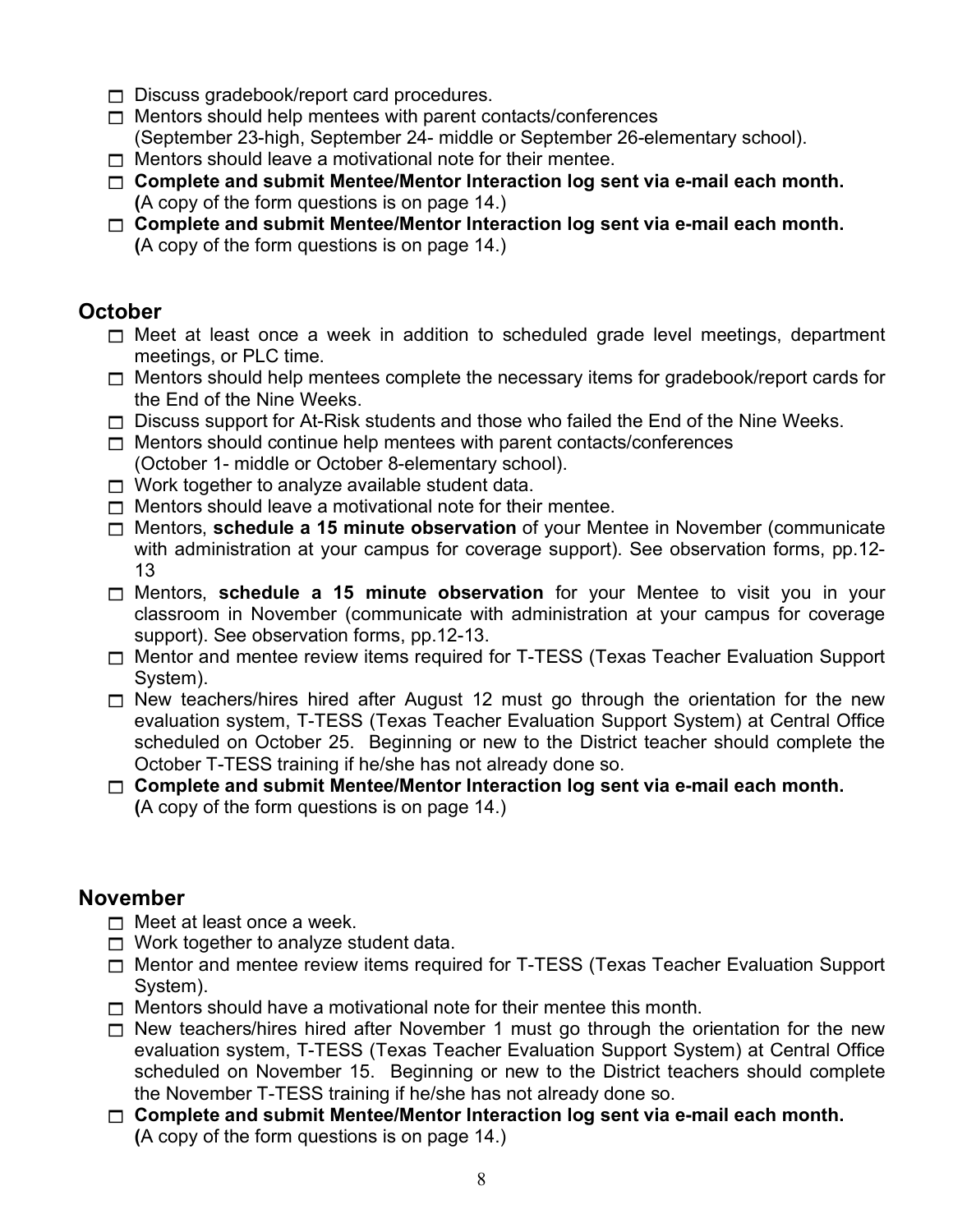- [ ] Discuss gradebook/report card procedures.
- [ ] Mentors should help mentees with parent contacts/conferences (September 23-high, September 24- middle or September 26-elementary school).
- [ ] Mentors should leave a motivational note for their mentee.
- [ ] **Complete and submit Mentee/Mentor Interaction log sent via e-mail each month. (**A copy of the form questions is on page 14.)
- [ ] **Complete and submit Mentee/Mentor Interaction log sent via e-mail each month. (**A copy of the form questions is on page 14.)

## October

- [ ] Meet at least once a week in addition to scheduled grade level meetings, department meetings, or PLC time.
- [ ] Mentors should help mentees complete the necessary items for gradebook/report cards for the End of the Nine Weeks.
- [ ] Discuss support for At-Risk students and those who failed the End of the Nine Weeks.
- [ ] Mentors should continue help mentees with parent contacts/conferences (October 1- middle or October 8-elementary school).
- [ ] Work together to analyze available student data.
- [ ] Mentors should leave a motivational note for their mentee.
- [ ] Mentors, **schedule a 15 minute observation** of your Mentee in November (communicate with administration at your campus for coverage support). See observation forms, pp.12-13
- [ ] Mentors, **schedule a 15 minute observation** for your Mentee to visit you in your classroom in November (communicate with administration at your campus for coverage support). See observation forms, pp.12-13.
- [ ] Mentor and mentee review items required for T-TESS (Texas Teacher Evaluation Support System).
- [ ] New teachers/hires hired after August 12 must go through the orientation for the new evaluation system, T-TESS (Texas Teacher Evaluation Support System) at Central Office scheduled on October 25. Beginning or new to the District teacher should complete the October T-TESS training if he/she has not already done so.
- [ ] **Complete and submit Mentee/Mentor Interaction log sent via e-mail each month. (**A copy of the form questions is on page 14.)

## November

- [ ] Meet at least once a week.
- [ ] Work together to analyze student data.
- [ ] Mentor and mentee review items required for T-TESS (Texas Teacher Evaluation Support System).
- [ ] Mentors should have a motivational note for their mentee this month.
- [ ] New teachers/hires hired after November 1 must go through the orientation for the new evaluation system, T-TESS (Texas Teacher Evaluation Support System) at Central Office scheduled on November 15. Beginning or new to the District teachers should complete the November T-TESS training if he/she has not already done so.
- [ ] **Complete and submit Mentee/Mentor Interaction log sent via e-mail each month. (**A copy of the form questions is on page 14.)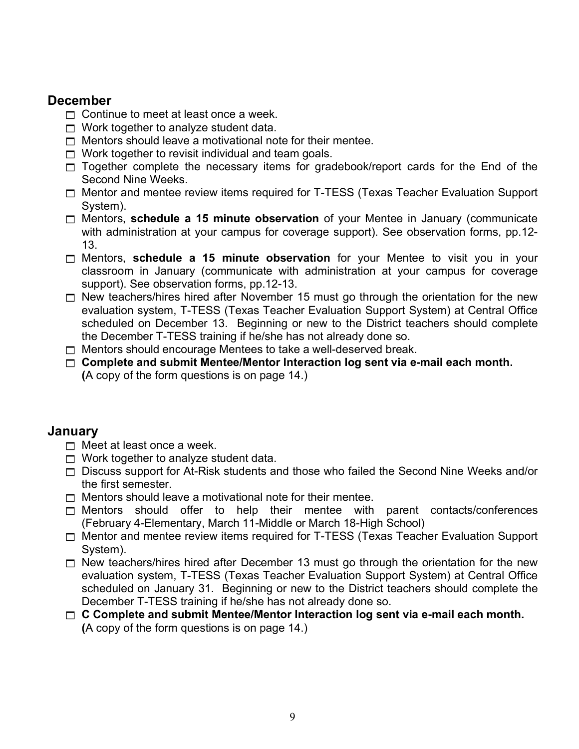## December

- ☐ Continue to meet at least once a week.
- ☐ Work together to analyze student data.
- ☐ Mentors should leave a motivational note for their mentee.
- ☐ Work together to revisit individual and team goals.
- ☐ Together complete the necessary items for gradebook/report cards for the End of the Second Nine Weeks.
- ☐ Mentor and mentee review items required for T-TESS (Texas Teacher Evaluation Support System).
- ☐ Mentors, **schedule a 15 minute observation** of your Mentee in January (communicate with administration at your campus for coverage support). See observation forms, pp.12-13.
- ☐ Mentors, **schedule a 15 minute observation** for your Mentee to visit you in your classroom in January (communicate with administration at your campus for coverage support). See observation forms, pp.12-13.
- ☐ New teachers/hires hired after November 15 must go through the orientation for the new evaluation system, T-TESS (Texas Teacher Evaluation Support System) at Central Office scheduled on December 13. Beginning or new to the District teachers should complete the December T-TESS training if he/she has not already done so.
- ☐ Mentors should encourage Mentees to take a well-deserved break.
- ☐ **Complete and submit Mentee/Mentor Interaction log sent via e-mail each month.** **(**A copy of the form questions is on page 14.)

## January

- ☐ Meet at least once a week.
- ☐ Work together to analyze student data.
- ☐ Discuss support for At-Risk students and those who failed the Second Nine Weeks and/or the first semester.
- ☐ Mentors should leave a motivational note for their mentee.
- ☐ Mentors should offer to help their mentee with parent contacts/conferences (February 4-Elementary, March 11-Middle or March 18-High School)
- ☐ Mentor and mentee review items required for T-TESS (Texas Teacher Evaluation Support System).
- ☐ New teachers/hires hired after December 13 must go through the orientation for the new evaluation system, T-TESS (Texas Teacher Evaluation Support System) at Central Office scheduled on January 31. Beginning or new to the District teachers should complete the December T-TESS training if he/she has not already done so.
- ☐ **C Complete and submit Mentee/Mentor Interaction log sent via e-mail each month.** **(**A copy of the form questions is on page 14.)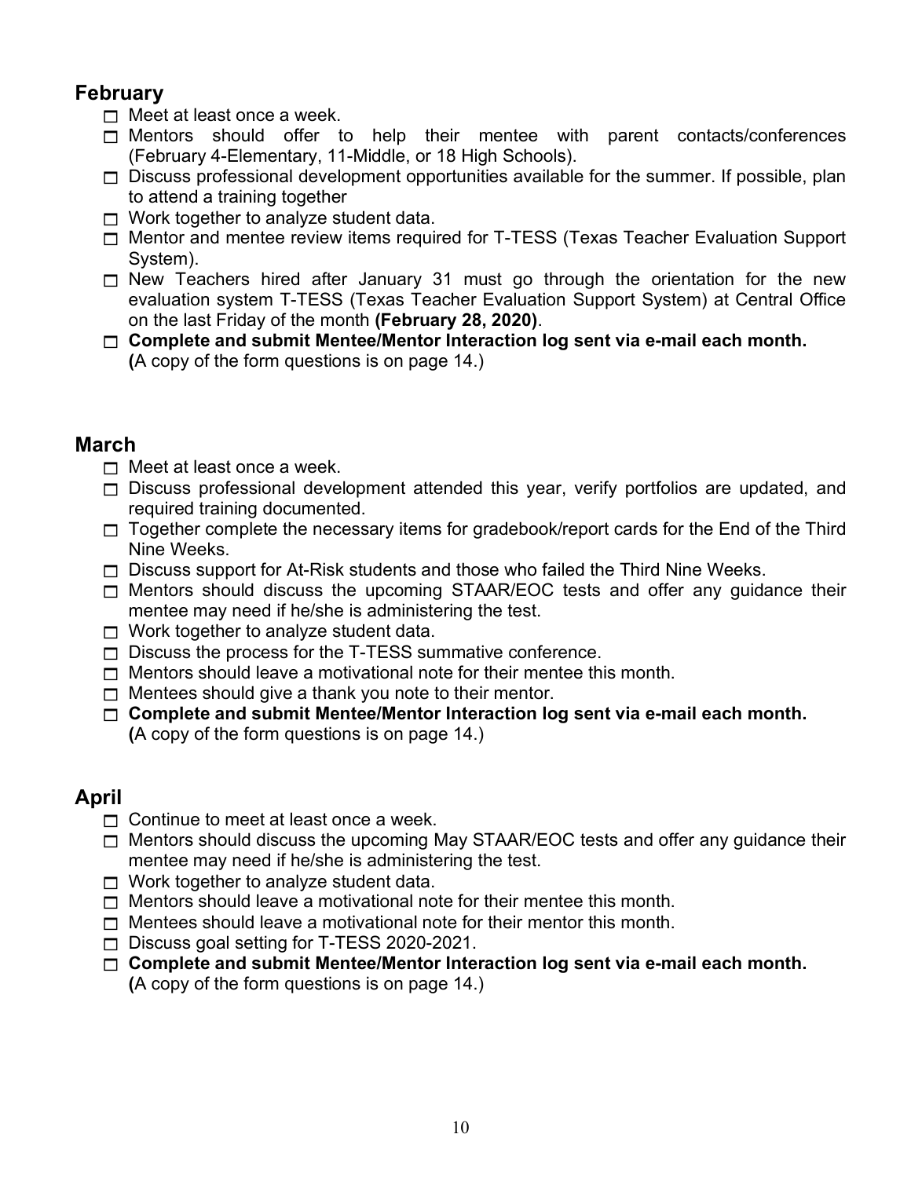## February

- [ ] Meet at least once a week.
- [ ] Mentors should offer to help their mentee with parent contacts/conferences (February 4-Elementary, 11-Middle, or 18 High Schools).
- [ ] Discuss professional development opportunities available for the summer. If possible, plan to attend a training together
- [ ] Work together to analyze student data.
- [ ] Mentor and mentee review items required for T-TESS (Texas Teacher Evaluation Support System).
- [ ] New Teachers hired after January 31 must go through the orientation for the new evaluation system T-TESS (Texas Teacher Evaluation Support System) at Central Office on the last Friday of the month **(February 28, 2020)**.
- [ ] **Complete and submit Mentee/Mentor Interaction log sent via e-mail each month.** **(**A copy of the form questions is on page 14.)

## March

- [ ] Meet at least once a week.
- [ ] Discuss professional development attended this year, verify portfolios are updated, and required training documented.
- [ ] Together complete the necessary items for gradebook/report cards for the End of the Third Nine Weeks.
- [ ] Discuss support for At-Risk students and those who failed the Third Nine Weeks.
- [ ] Mentors should discuss the upcoming STAAR/EOC tests and offer any guidance their mentee may need if he/she is administering the test.
- [ ] Work together to analyze student data.
- [ ] Discuss the process for the T-TESS summative conference.
- [ ] Mentors should leave a motivational note for their mentee this month.
- [ ] Mentees should give a thank you note to their mentor.
- [ ] **Complete and submit Mentee/Mentor Interaction log sent via e-mail each month.** **(**A copy of the form questions is on page 14.)

## April

- [ ] Continue to meet at least once a week.
- [ ] Mentors should discuss the upcoming May STAAR/EOC tests and offer any guidance their mentee may need if he/she is administering the test.
- [ ] Work together to analyze student data.
- [ ] Mentors should leave a motivational note for their mentee this month.
- [ ] Mentees should leave a motivational note for their mentor this month.
- [ ] Discuss goal setting for T-TESS 2020-2021.
- [ ] **Complete and submit Mentee/Mentor Interaction log sent via e-mail each month.** **(**A copy of the form questions is on page 14.)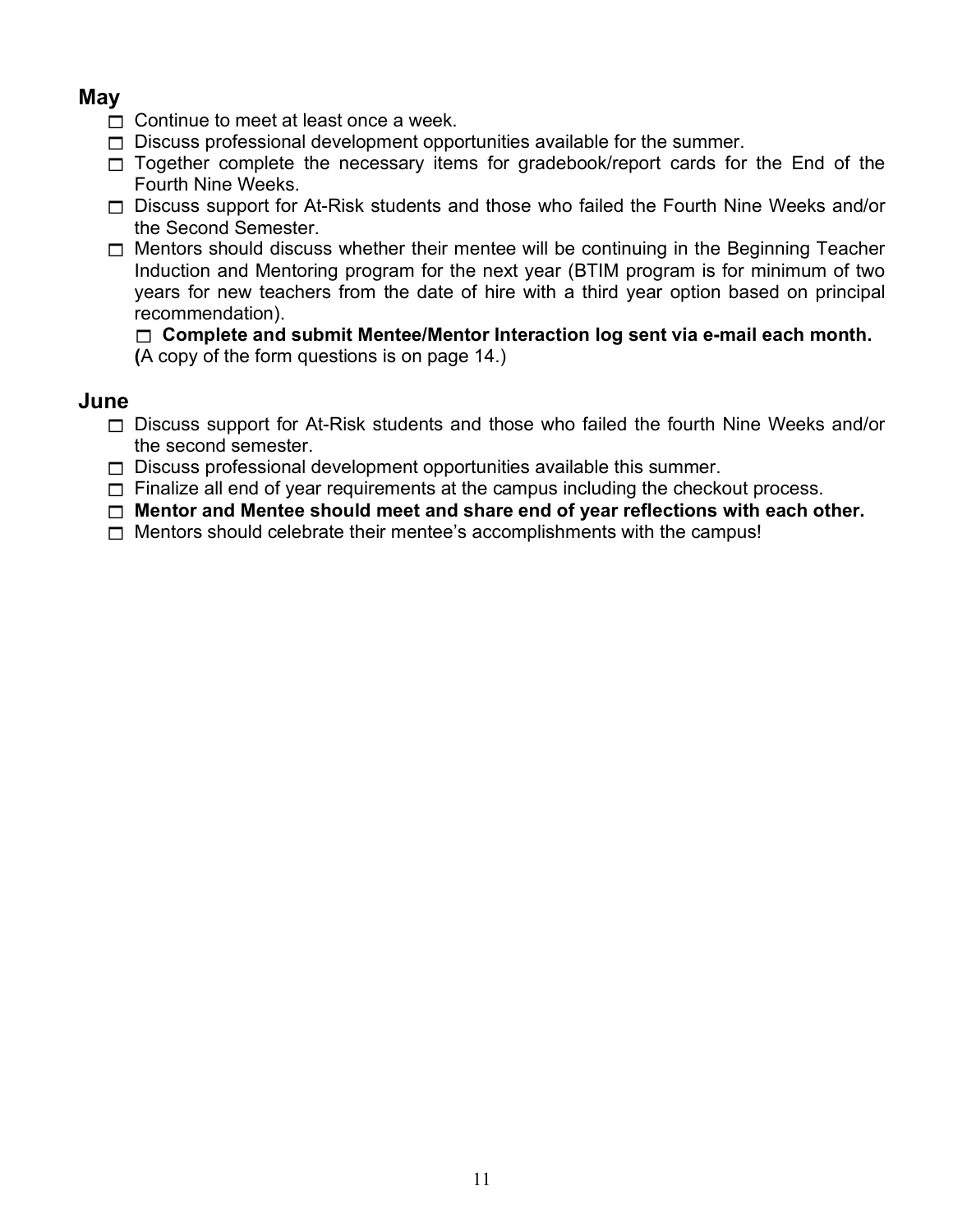## May

- ☐ Continue to meet at least once a week.
- ☐ Discuss professional development opportunities available for the summer.
- ☐ Together complete the necessary items for gradebook/report cards for the End of the Fourth Nine Weeks.
- ☐ Discuss support for At-Risk students and those who failed the Fourth Nine Weeks and/or the Second Semester.
- ☐ Mentors should discuss whether their mentee will be continuing in the Beginning Teacher Induction and Mentoring program for the next year (BTIM program is for minimum of two years for new teachers from the date of hire with a third year option based on principal recommendation).

  ☐ **Complete and submit Mentee/Mentor Interaction log sent via e-mail each month.** **(**A copy of the form questions is on page 14.)

## June

- ☐ Discuss support for At-Risk students and those who failed the fourth Nine Weeks and/or the second semester.
- ☐ Discuss professional development opportunities available this summer.
- ☐ Finalize all end of year requirements at the campus including the checkout process.
- ☐ **Mentor and Mentee should meet and share end of year reflections with each other.**
- ☐ Mentors should celebrate their mentee's accomplishments with the campus!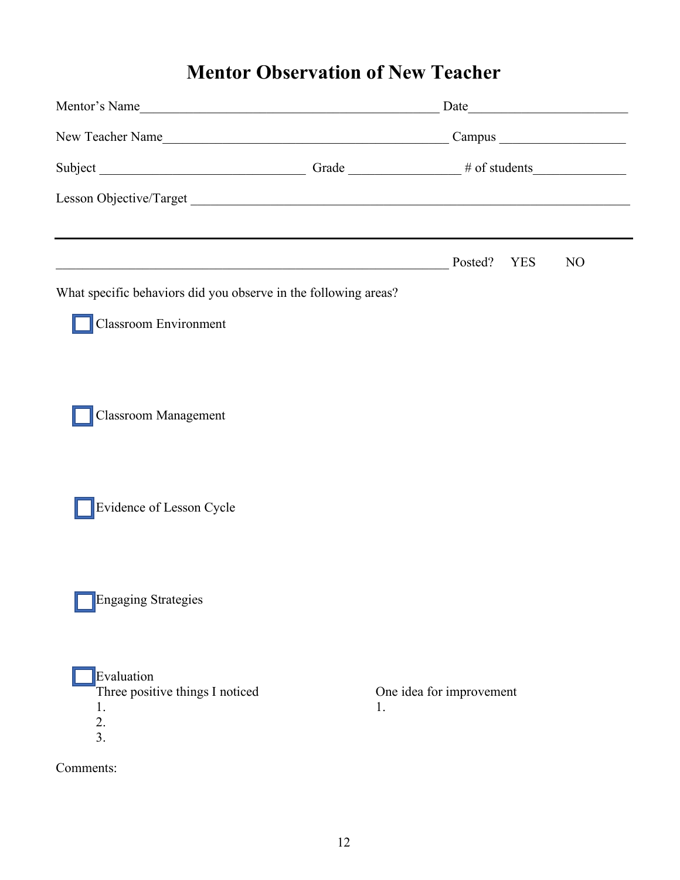# Mentor Observation of New Teacher

Mentor's Name_____________________________________________ Date________________________

New Teacher Name____________________________________________ Campus ___________________

Subject _______________________________ Grade _________________ # of students______________

Lesson Objective/Target ___________________________________________________________________

---

___________________________________________________________ Posted? YES NO

What specific behaviors did you observe in the following areas?

☐ Classroom Environment

☐ Classroom Management

☐ Evidence of Lesson Cycle

☐ Engaging Strategies

☐ Evaluation

Three positive things I noticed
1.
2.
3.

One idea for improvement
1.

Comments: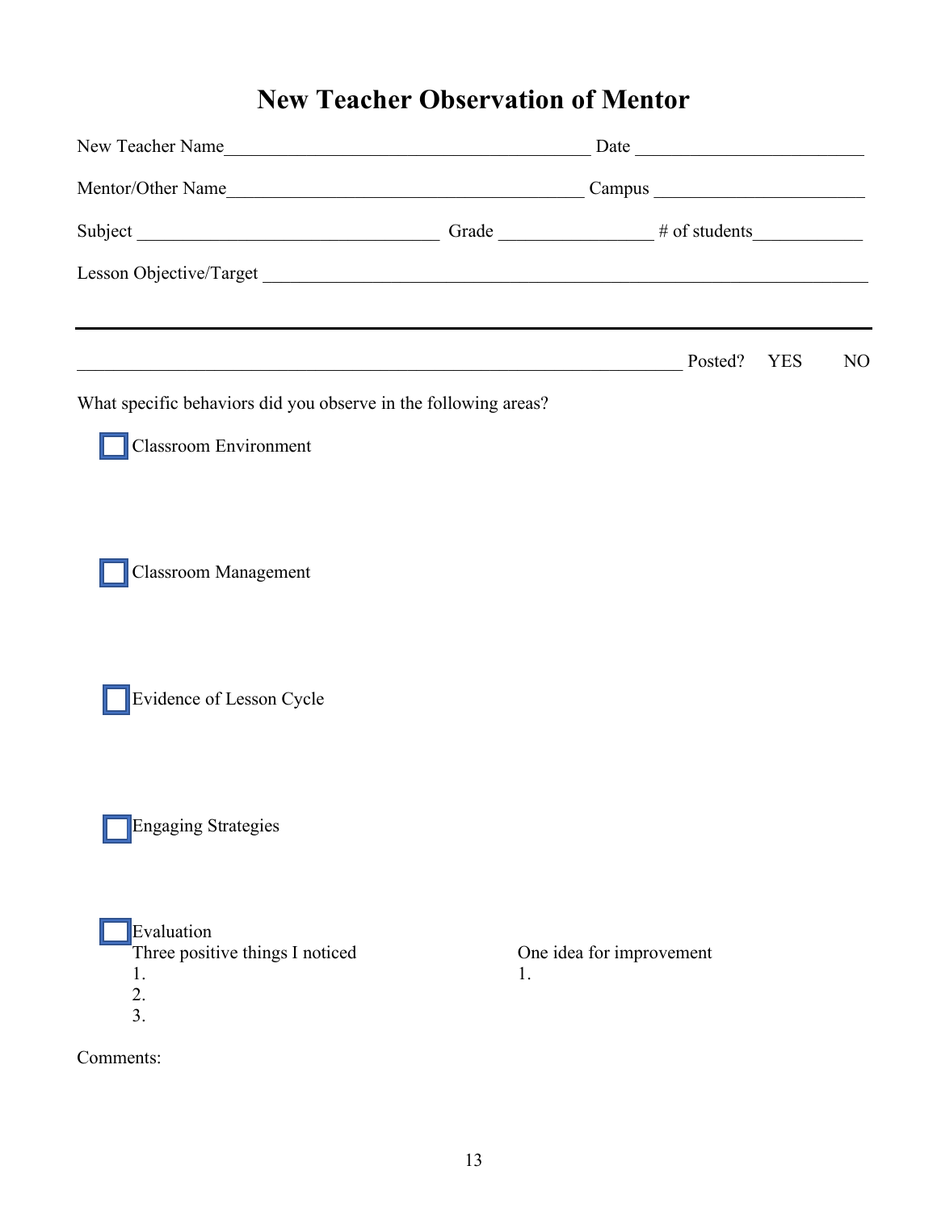# New Teacher Observation of Mentor

New Teacher Name_______________________________________ Date ________________________

Mentor/Other Name______________________________________ Campus ______________________

Subject ________________________________ Grade ________________ # of students___________

Lesson Objective/Target _________________________________________________________________

_________________________________________________________________ Posted? YES NO

What specific behaviors did you observe in the following areas?

☐ Classroom Environment

☐ Classroom Management

☐ Evidence of Lesson Cycle

☐ Engaging Strategies

☐ Evaluation

Three positive things I noticed
1.
2.
3.

One idea for improvement
1.

Comments: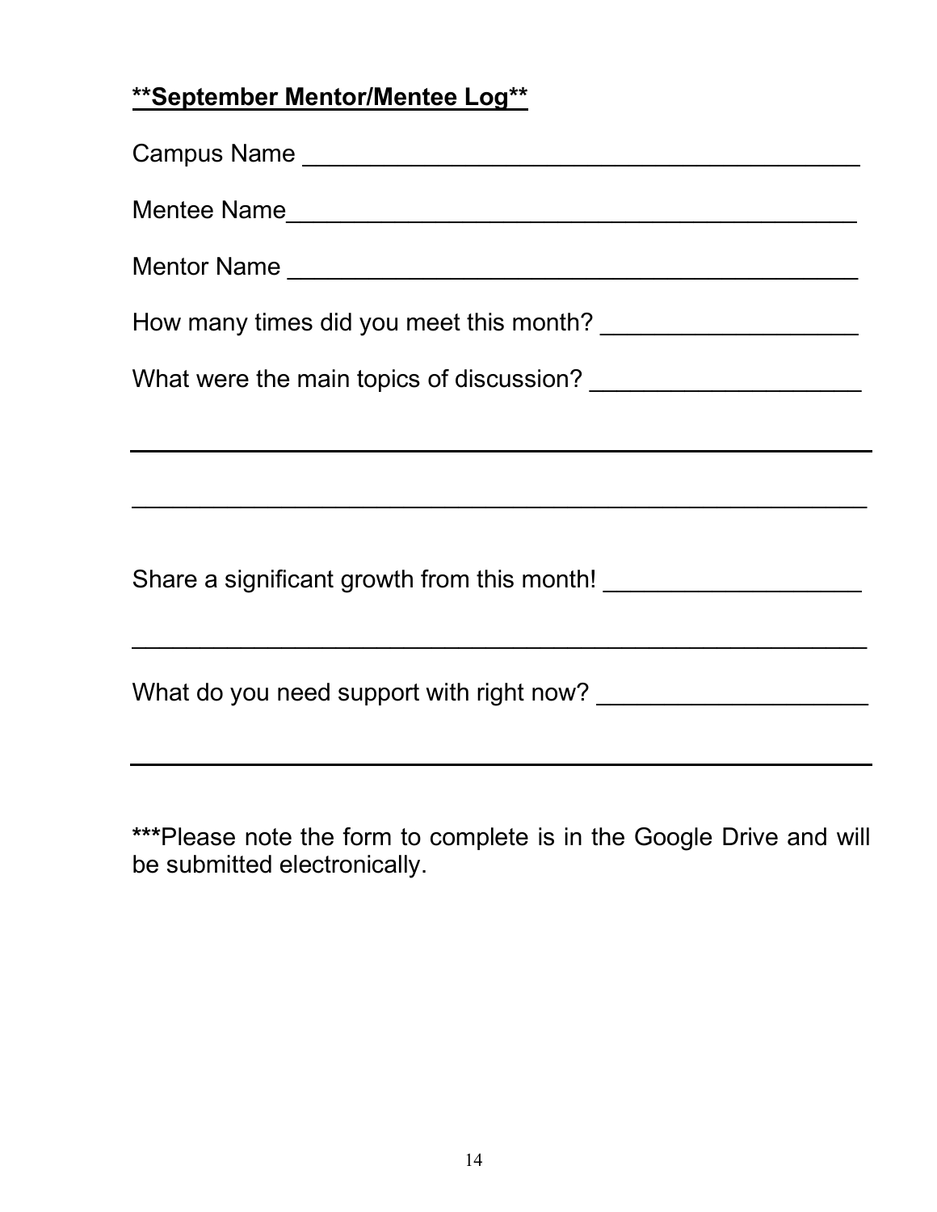**\*\*September Mentor/Mentee Log\*\***

Campus Name ____________________________________________

Mentee Name____________________________________________

Mentor Name ____________________________________________

How many times did you meet this month? ___________________

What were the main topics of discussion? ____________________

___________________________________________________________

___________________________________________________________

Share a significant growth from this month! ___________________

___________________________________________________________

What do you need support with right now? ____________________

___________________________________________________________

***Please note the form to complete is in the Google Drive and will be submitted electronically.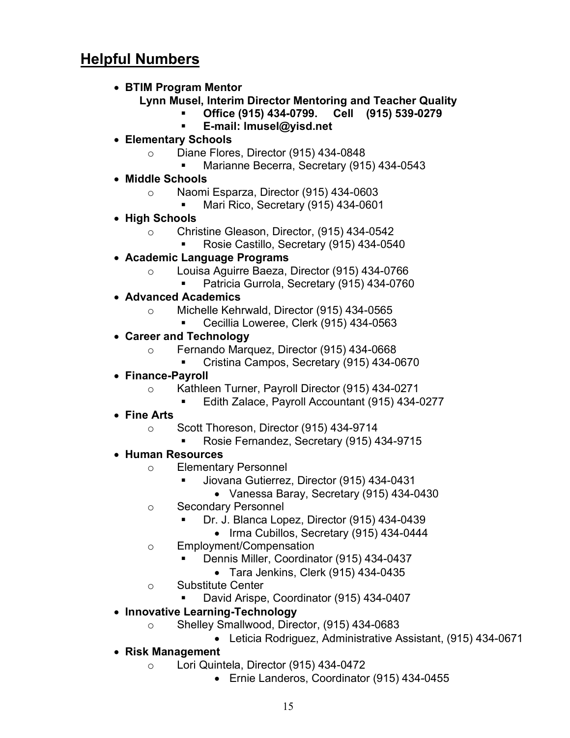## Helpful Numbers

- **BTIM Program Mentor**
  **Lynn Musel, Interim Director Mentoring and Teacher Quality**
    - **Office (915) 434-0799. Cell (915) 539-0279**
    - **E-mail: lmusel@yisd.net**
- **Elementary Schools**
  - Diane Flores, Director (915) 434-0848
    - Marianne Becerra, Secretary (915) 434-0543
- **Middle Schools**
  - Naomi Esparza, Director (915) 434-0603
    - Mari Rico, Secretary (915) 434-0601
- **High Schools**
  - Christine Gleason, Director, (915) 434-0542
    - Rosie Castillo, Secretary (915) 434-0540
- **Academic Language Programs**
  - Louisa Aguirre Baeza, Director (915) 434-0766
    - Patricia Gurrola, Secretary (915) 434-0760
- **Advanced Academics**
  - Michelle Kehrwald, Director (915) 434-0565
    - Cecillia Loweree, Clerk (915) 434-0563
- **Career and Technology**
  - Fernando Marquez, Director (915) 434-0668
    - Cristina Campos, Secretary (915) 434-0670
- **Finance-Payroll**
  - Kathleen Turner, Payroll Director (915) 434-0271
    - Edith Zalace, Payroll Accountant (915) 434-0277
- **Fine Arts**
  - Scott Thoreson, Director (915) 434-9714
    - Rosie Fernandez, Secretary (915) 434-9715
- **Human Resources**
  - Elementary Personnel
    - Jiovana Gutierrez, Director (915) 434-0431
      - Vanessa Baray, Secretary (915) 434-0430
  - Secondary Personnel
    - Dr. J. Blanca Lopez, Director (915) 434-0439
      - Irma Cubillos, Secretary (915) 434-0444
  - Employment/Compensation
    - Dennis Miller, Coordinator (915) 434-0437
      - Tara Jenkins, Clerk (915) 434-0435
  - Substitute Center
    - David Arispe, Coordinator (915) 434-0407
- **Innovative Learning-Technology**
  - Shelley Smallwood, Director, (915) 434-0683
      - Leticia Rodriguez, Administrative Assistant, (915) 434-0671
- **Risk Management**
  - Lori Quintela, Director (915) 434-0472
      - Ernie Landeros, Coordinator (915) 434-0455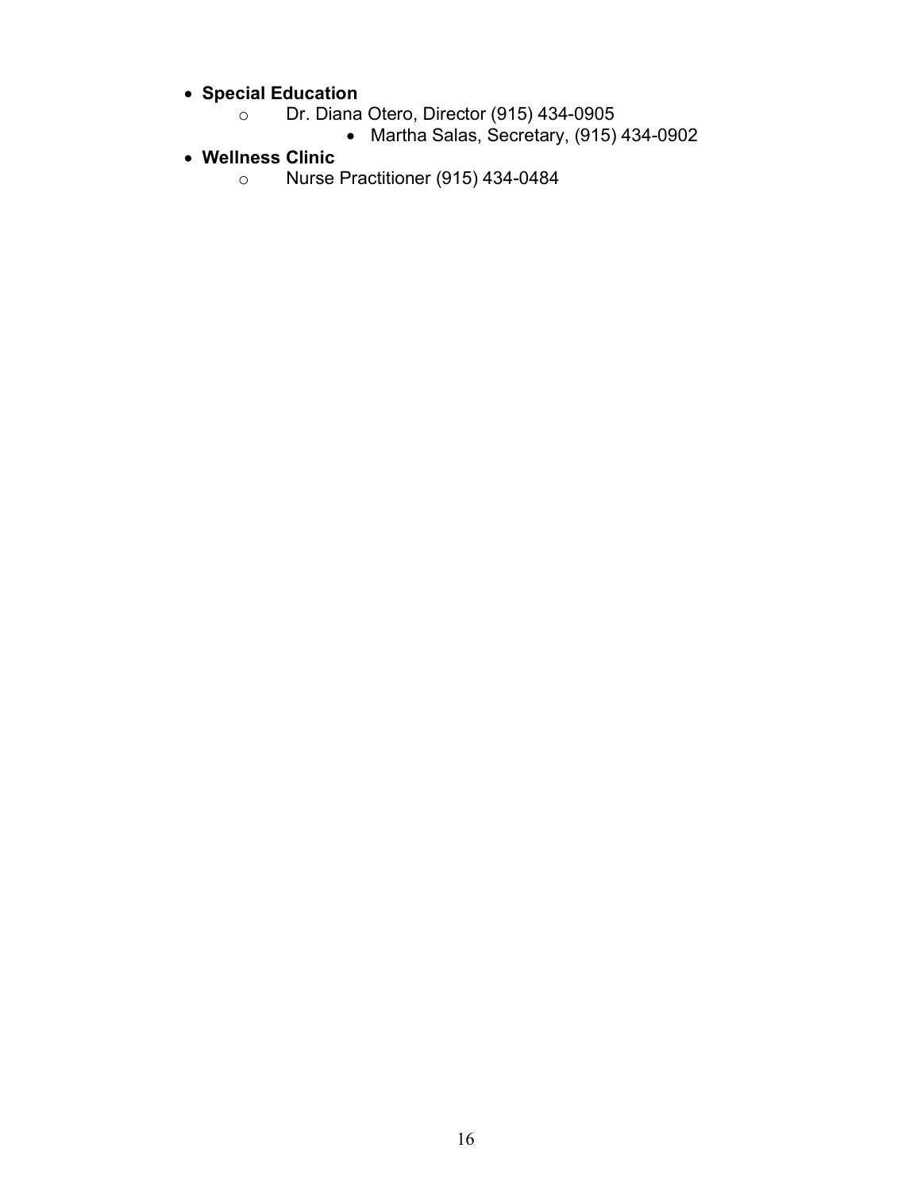- **Special Education**
    - Dr. Diana Otero, Director (915) 434-0905
        - Martha Salas, Secretary, (915) 434-0902
- **Wellness Clinic**
    - Nurse Practitioner (915) 434-0484